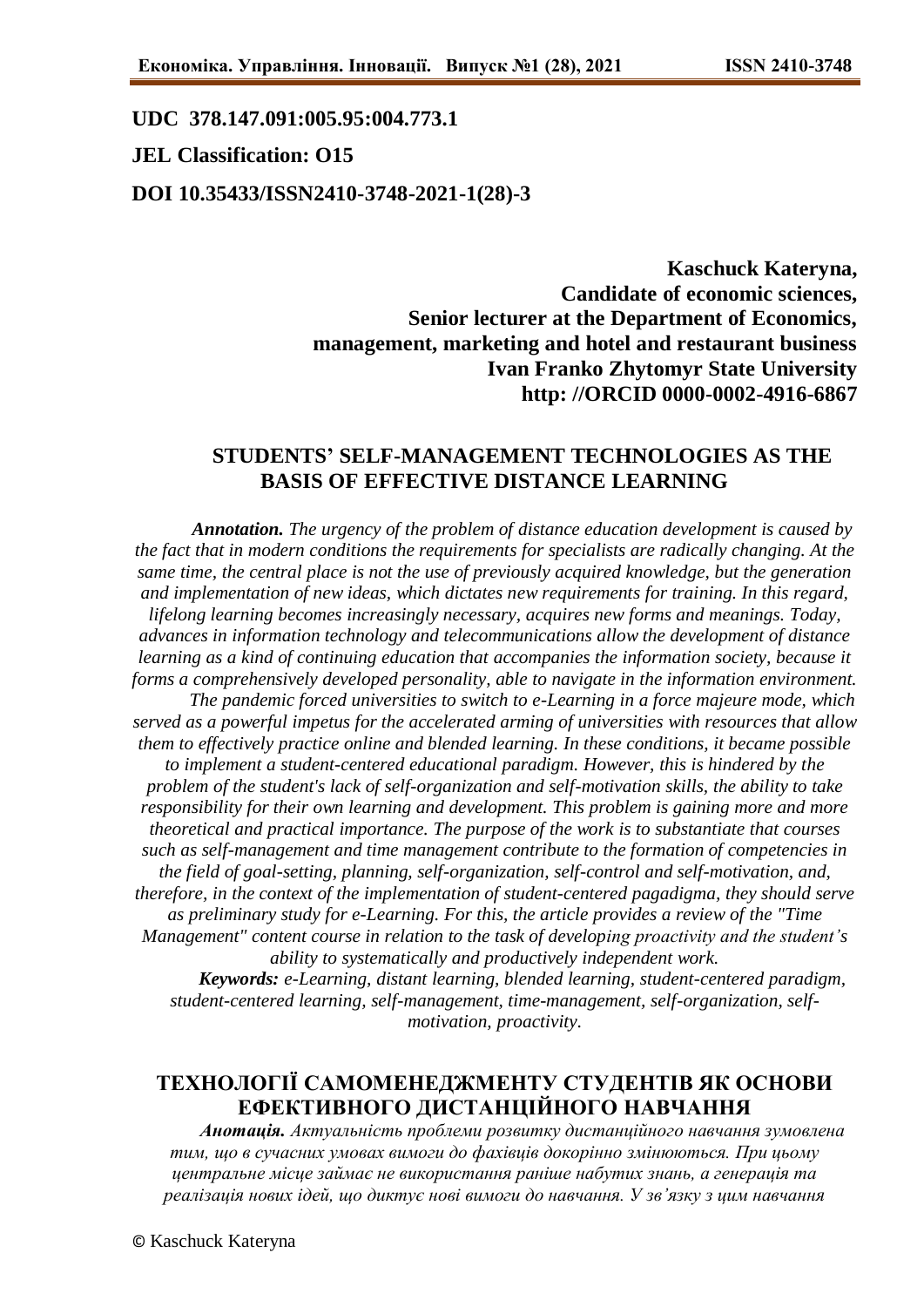**UDC 378.147.091:005.95:004.773.1**

**JEL Classification: O15**

**DOI 10.35433/ISSN2410-3748-2021-1(28)-3**

**Kaschuck Kateryna,**
**Candidate of economic sciences,**
**Senior lecturer at the Department of Economics,**
**management, marketing and hotel and restaurant business**
**Ivan Franko Zhytomyr State University**
**http: //ORCID 0000-0002-4916-6867**

# STUDENTS' SELF-MANAGEMENT TECHNOLOGIES AS THE BASIS OF EFFECTIVE DISTANCE LEARNING

***Annotation.*** *The urgency of the problem of distance education development is caused by the fact that in modern conditions the requirements for specialists are radically changing. At the same time, the central place is not the use of previously acquired knowledge, but the generation and implementation of new ideas, which dictates new requirements for training. In this regard, lifelong learning becomes increasingly necessary, acquires new forms and meanings. Today, advances in information technology and telecommunications allow the development of distance learning as a kind of continuing education that accompanies the information society, because it forms a comprehensively developed personality, able to navigate in the information environment.*

*The pandemic forced universities to switch to e-Learning in a force majeure mode, which served as a powerful impetus for the accelerated arming of universities with resources that allow them to effectively practice online and blended learning. In these conditions, it became possible to implement a student-centered educational paradigm. However, this is hindered by the problem of the student's lack of self-organization and self-motivation skills, the ability to take responsibility for their own learning and development. This problem is gaining more and more theoretical and practical importance. The purpose of the work is to substantiate that courses such as self-management and time management contribute to the formation of competencies in the field of goal-setting, planning, self-organization, self-control and self-motivation, and, therefore, in the context of the implementation of student-centered pagadigma, they should serve as preliminary study for e-Learning. For this, the article provides a review of the "Time Management" content course in relation to the task of developing proactivity and the student's ability to systematically and productively independent work.*

***Keywords:*** *e-Learning, distant learning, blended learning, student-centered paradigm, student-centered learning, self-management, time-management, self-organization, self-motivation, proactivity.*

# ТЕХНОЛОГІЇ САМОМЕНЕДЖМЕНТУ СТУДЕНТІВ ЯК ОСНОВИ ЕФЕКТИВНОГО ДИСТАНЦІЙНОГО НАВЧАННЯ

***Анотація.*** *Актуальність проблеми розвитку дистанційного навчання зумовлена тим, що в сучасних умовах вимоги до фахівців докорінно змінюються. При цьому центральне місце займає не використання раніше набутих знань, а генерація та реалізація нових ідей, що диктує нові вимоги до навчання. У зв'язку з цим навчання*

© Kaschuck Kateryna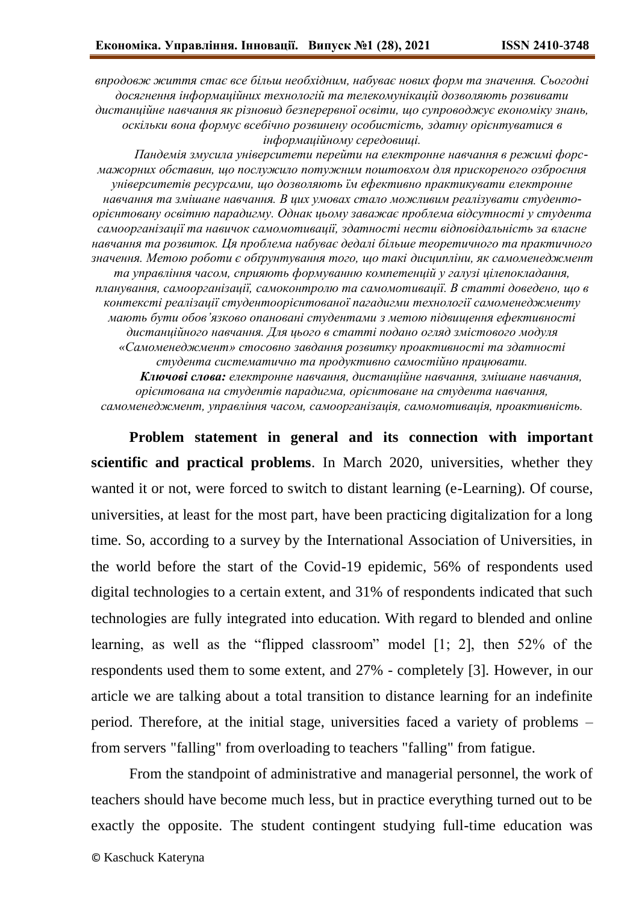*впродовж життя стає все більш необхідним, набуває нових форм та значення. Сьогодні досягнення інформаційних технологій та телекомунікацій дозволяють розвивати дистанційне навчання як різновид безперервної освіти, що супроводжує економіку знань, оскільки вона формує всебічно розвинену особистість, здатну орієнтуватися в інформаційному середовищі.*

*Пандемія змусила університети перейти на електронне навчання в режимі форс-мажорних обставин, що послужило потужним поштовхом для прискореного озброєння університетів ресурсами, що дозволяють їм ефективно практикувати електронне навчання та змішане навчання. В цих умовах стало можливим реалізувати студенто-орієнтовану освітню парадигму. Однак цьому заважає проблема відсутності у студента самоорганізації та навичок самомотивації, здатності нести відповідальність за власне навчання та розвиток. Ця проблема набуває дедалі більше теоретичного та практичного значення. Метою роботи є обґрунтування того, що такі дисципліни, як самоменеджмент та управління часом, сприяють формуванню компетенцій у галузі цілепокладання, планування, самоорганізації, самоконтролю та самомотивації. В статті доведено, що в контексті реалізації студентоорієнтованої пагадигми технології самоменеджменту мають бути обов'язково опановані студентами з метою підвищення ефективності дистанційного навчання. Для цього в статті подано огляд змістового модуля «Самоменеджмент» стосовно завдання розвитку проактивності та здатності студента систематично та продуктивно самостійно працювати.*

***Ключові слова:** електронне навчання, дистанційне навчання, змішане навчання, орієнтована на студентів парадигма, орієнтоване на студента навчання, самоменеджмент, управління часом, самоорганізація, самомотивація, проактивність.*

**Problem statement in general and its connection with important scientific and practical problems**. In March 2020, universities, whether they wanted it or not, were forced to switch to distant learning (e-Learning). Of course, universities, at least for the most part, have been practicing digitalization for a long time. So, according to a survey by the International Association of Universities, in the world before the start of the Covid-19 epidemic, 56% of respondents used digital technologies to a certain extent, and 31% of respondents indicated that such technologies are fully integrated into education. With regard to blended and online learning, as well as the "flipped classroom" model [1; 2], then 52% of the respondents used them to some extent, and 27% - completely [3]. However, in our article we are talking about a total transition to distance learning for an indefinite period. Therefore, at the initial stage, universities faced a variety of problems – from servers "falling" from overloading to teachers "falling" from fatigue.

From the standpoint of administrative and managerial personnel, the work of teachers should have become much less, but in practice everything turned out to be exactly the opposite. The student contingent studying full-time education was

© Kaschuck Kateryna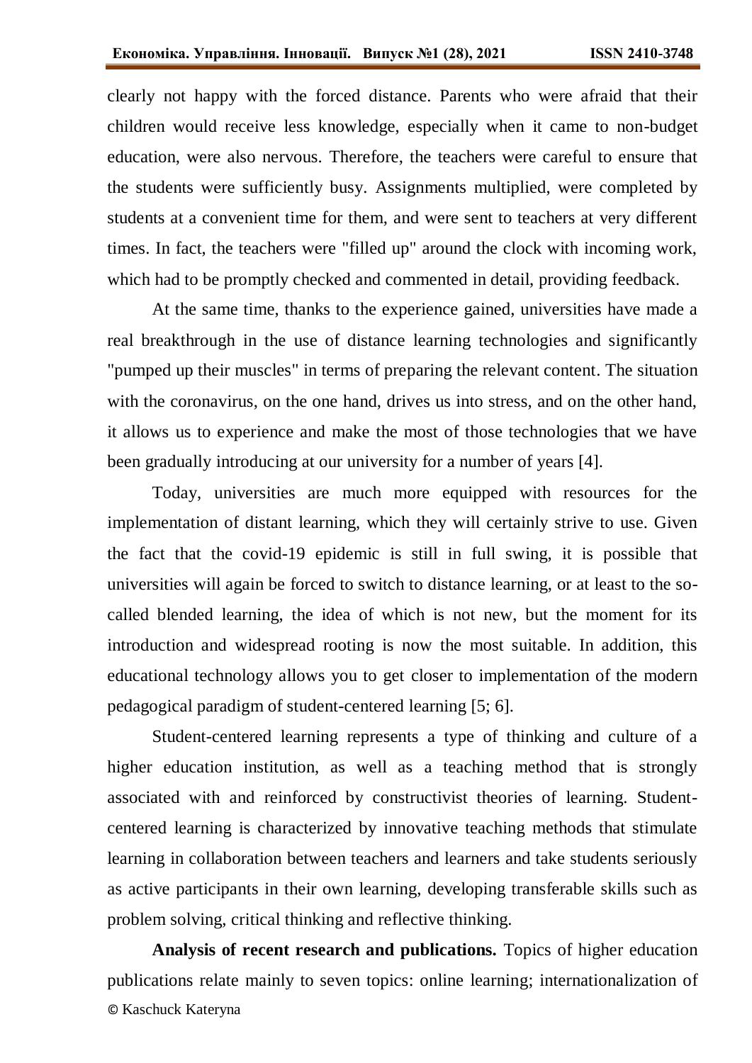clearly not happy with the forced distance. Parents who were afraid that their children would receive less knowledge, especially when it came to non-budget education, were also nervous. Therefore, the teachers were careful to ensure that the students were sufficiently busy. Assignments multiplied, were completed by students at a convenient time for them, and were sent to teachers at very different times. In fact, the teachers were "filled up" around the clock with incoming work, which had to be promptly checked and commented in detail, providing feedback.

At the same time, thanks to the experience gained, universities have made a real breakthrough in the use of distance learning technologies and significantly "pumped up their muscles" in terms of preparing the relevant content. The situation with the coronavirus, on the one hand, drives us into stress, and on the other hand, it allows us to experience and make the most of those technologies that we have been gradually introducing at our university for a number of years [4].

Today, universities are much more equipped with resources for the implementation of distant learning, which they will certainly strive to use. Given the fact that the covid-19 epidemic is still in full swing, it is possible that universities will again be forced to switch to distance learning, or at least to the so-called blended learning, the idea of which is not new, but the moment for its introduction and widespread rooting is now the most suitable. In addition, this educational technology allows you to get closer to implementation of the modern pedagogical paradigm of student-centered learning [5; 6].

Student-centered learning represents a type of thinking and culture of a higher education institution, as well as a teaching method that is strongly associated with and reinforced by constructivist theories of learning. Student-centered learning is characterized by innovative teaching methods that stimulate learning in collaboration between teachers and learners and take students seriously as active participants in their own learning, developing transferable skills such as problem solving, critical thinking and reflective thinking.

**Analysis of recent research and publications.** Topics of higher education publications relate mainly to seven topics: online learning; internationalization of

© Kaschuck Kateryna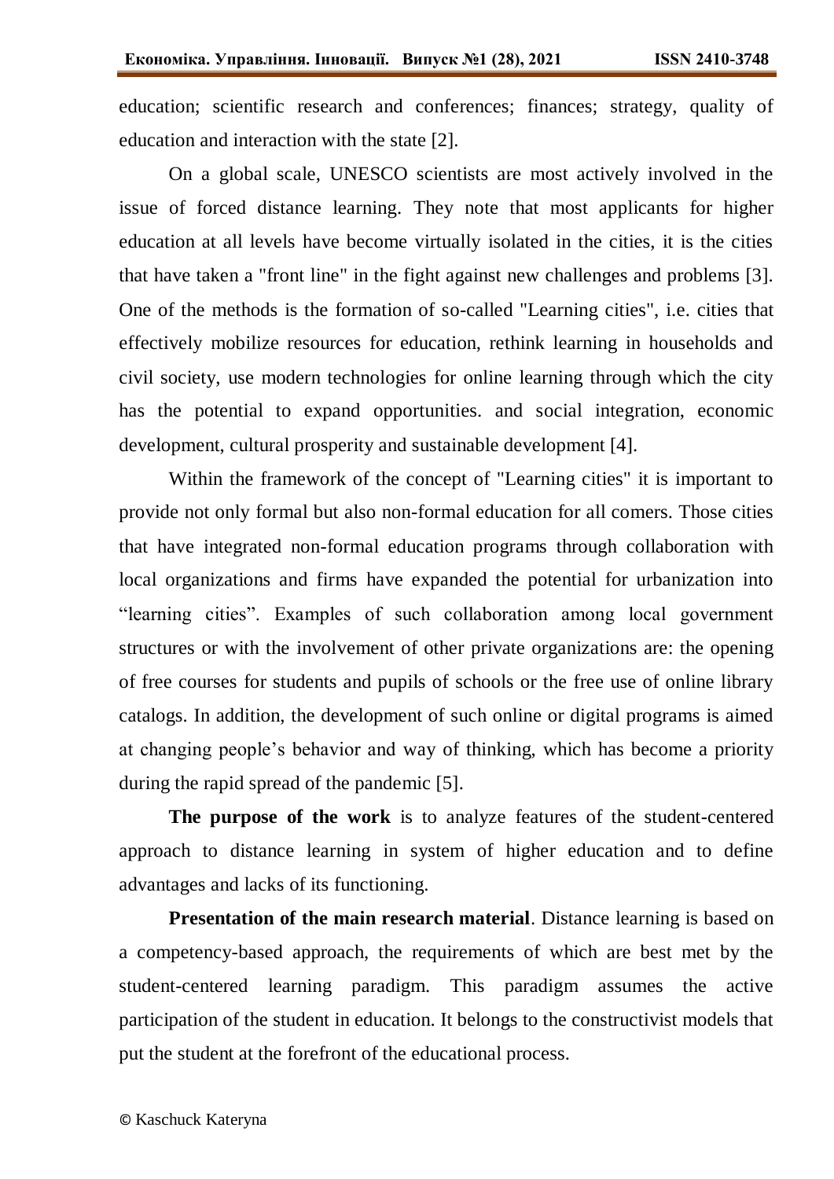education; scientific research and conferences; finances; strategy, quality of education and interaction with the state [2].

On a global scale, UNESCO scientists are most actively involved in the issue of forced distance learning. They note that most applicants for higher education at all levels have become virtually isolated in the cities, it is the cities that have taken a "front line" in the fight against new challenges and problems [3]. One of the methods is the formation of so-called "Learning cities", i.e. cities that effectively mobilize resources for education, rethink learning in households and civil society, use modern technologies for online learning through which the city has the potential to expand opportunities. and social integration, economic development, cultural prosperity and sustainable development [4].

Within the framework of the concept of "Learning cities" it is important to provide not only formal but also non-formal education for all comers. Those cities that have integrated non-formal education programs through collaboration with local organizations and firms have expanded the potential for urbanization into "learning cities". Examples of such collaboration among local government structures or with the involvement of other private organizations are: the opening of free courses for students and pupils of schools or the free use of online library catalogs. In addition, the development of such online or digital programs is aimed at changing people's behavior and way of thinking, which has become a priority during the rapid spread of the pandemic [5].

**The purpose of the work** is to analyze features of the student-centered approach to distance learning in system of higher education and to define advantages and lacks of its functioning.

**Presentation of the main research material**. Distance learning is based on a competency-based approach, the requirements of which are best met by the student-centered learning paradigm. This paradigm assumes the active participation of the student in education. It belongs to the constructivist models that put the student at the forefront of the educational process.

© Kaschuck Kateryna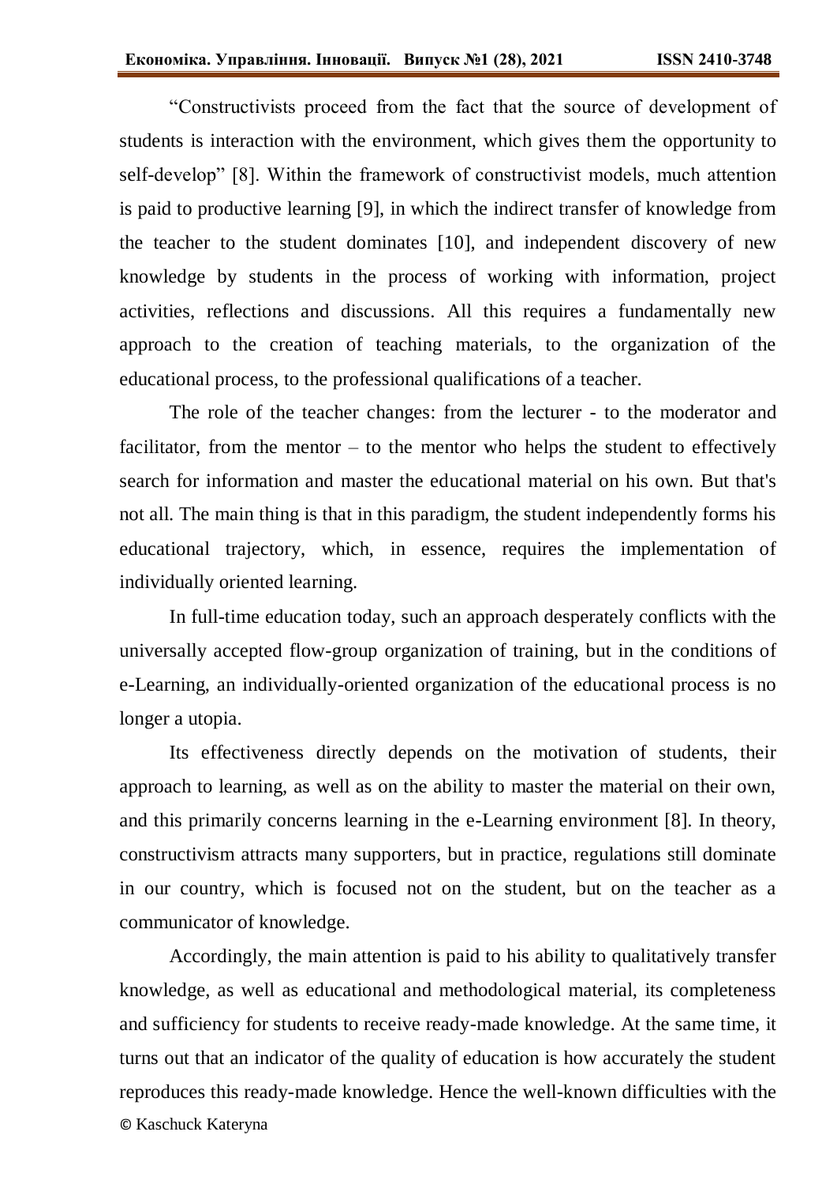"Constructivists proceed from the fact that the source of development of students is interaction with the environment, which gives them the opportunity to self-develop" [8]. Within the framework of constructivist models, much attention is paid to productive learning [9], in which the indirect transfer of knowledge from the teacher to the student dominates [10], and independent discovery of new knowledge by students in the process of working with information, project activities, reflections and discussions. All this requires a fundamentally new approach to the creation of teaching materials, to the organization of the educational process, to the professional qualifications of a teacher.

The role of the teacher changes: from the lecturer - to the moderator and facilitator, from the mentor – to the mentor who helps the student to effectively search for information and master the educational material on his own. But that's not all. The main thing is that in this paradigm, the student independently forms his educational trajectory, which, in essence, requires the implementation of individually oriented learning.

In full-time education today, such an approach desperately conflicts with the universally accepted flow-group organization of training, but in the conditions of e-Learning, an individually-oriented organization of the educational process is no longer a utopia.

Its effectiveness directly depends on the motivation of students, their approach to learning, as well as on the ability to master the material on their own, and this primarily concerns learning in the e-Learning environment [8]. In theory, constructivism attracts many supporters, but in practice, regulations still dominate in our country, which is focused not on the student, but on the teacher as a communicator of knowledge.

Accordingly, the main attention is paid to his ability to qualitatively transfer knowledge, as well as educational and methodological material, its completeness and sufficiency for students to receive ready-made knowledge. At the same time, it turns out that an indicator of the quality of education is how accurately the student reproduces this ready-made knowledge. Hence the well-known difficulties with the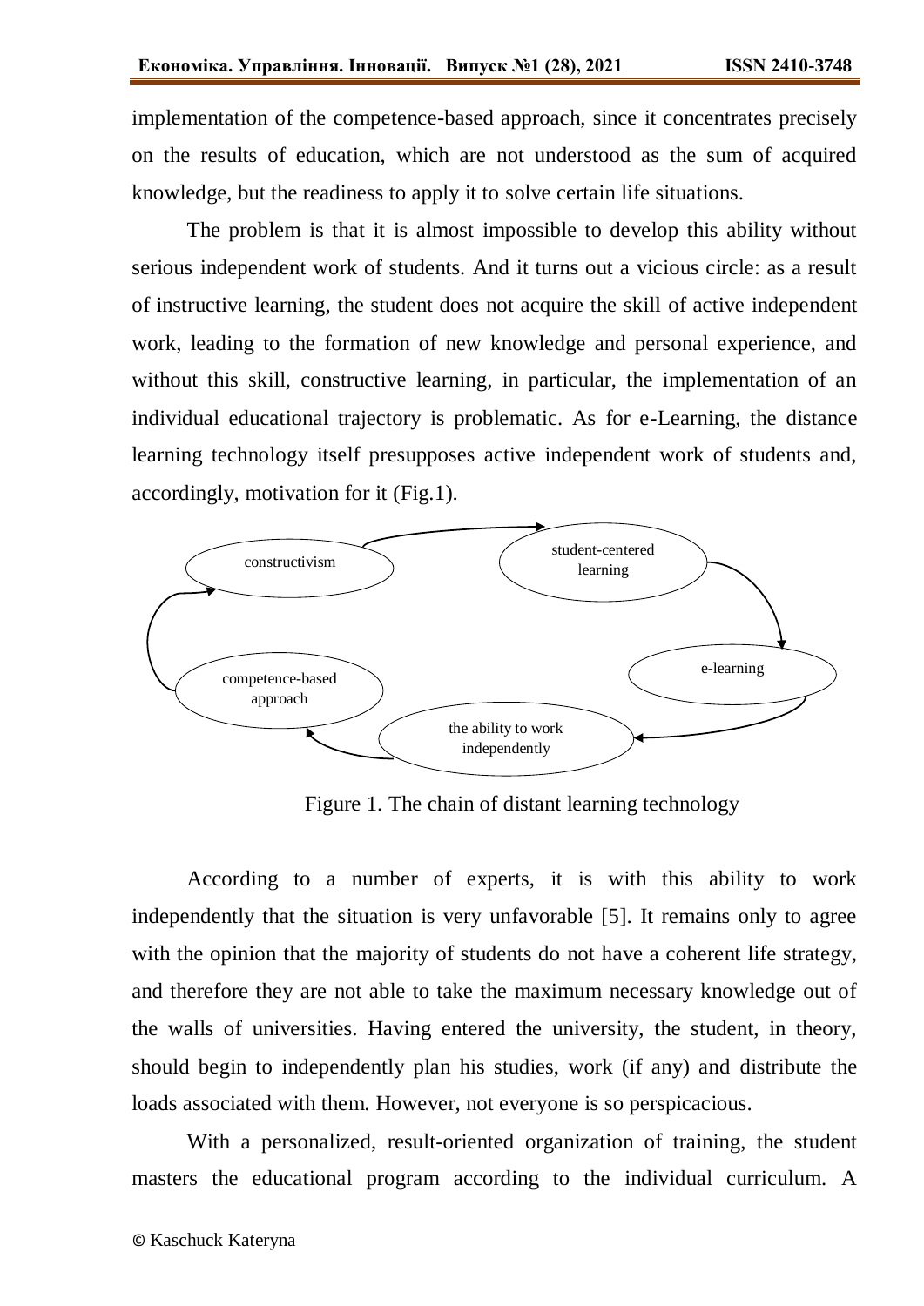implementation of the competence-based approach, since it concentrates precisely on the results of education, which are not understood as the sum of acquired knowledge, but the readiness to apply it to solve certain life situations.

The problem is that it is almost impossible to develop this ability without serious independent work of students. And it turns out a vicious circle: as a result of instructive learning, the student does not acquire the skill of active independent work, leading to the formation of new knowledge and personal experience, and without this skill, constructive learning, in particular, the implementation of an individual educational trajectory is problematic. As for e-Learning, the distance learning technology itself presupposes active independent work of students and, accordingly, motivation for it (Fig.1).

constructivism → student-centered learning → e-learning → the ability to work independently → competence-based approach → constructivism

Figure 1. The chain of distant learning technology

According to a number of experts, it is with this ability to work independently that the situation is very unfavorable [5]. It remains only to agree with the opinion that the majority of students do not have a coherent life strategy, and therefore they are not able to take the maximum necessary knowledge out of the walls of universities. Having entered the university, the student, in theory, should begin to independently plan his studies, work (if any) and distribute the loads associated with them. However, not everyone is so perspicacious.

With a personalized, result-oriented organization of training, the student masters the educational program according to the individual curriculum. A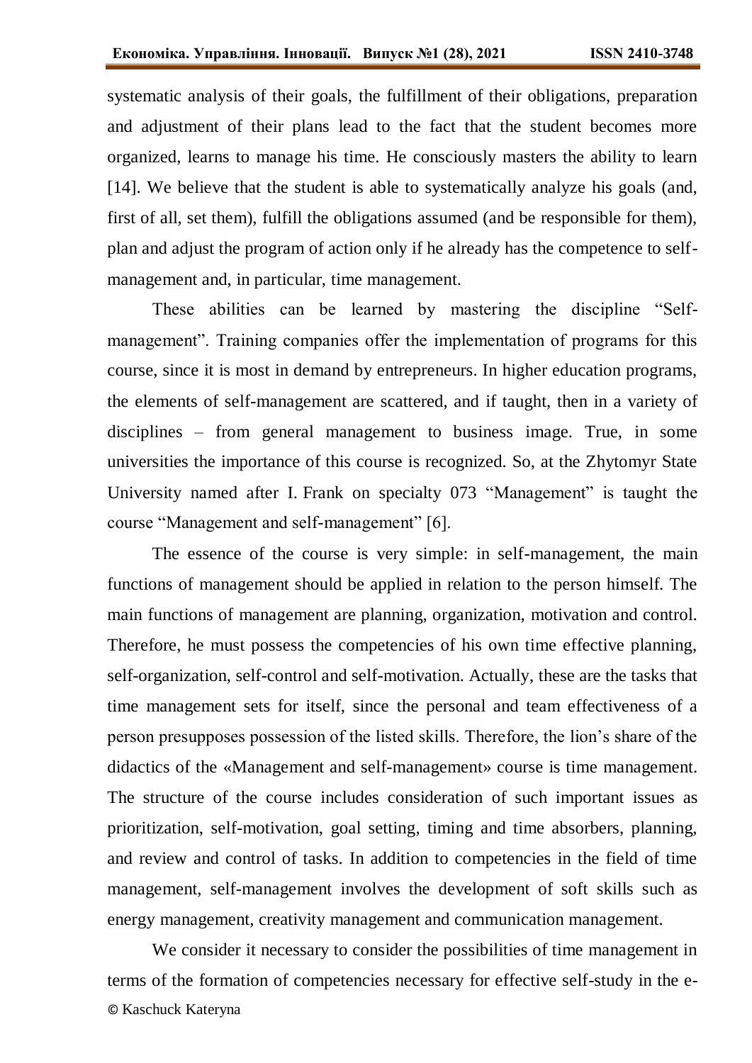systematic analysis of their goals, the fulfillment of their obligations, preparation and adjustment of their plans lead to the fact that the student becomes more organized, learns to manage his time. He consciously masters the ability to learn [14]. We believe that the student is able to systematically analyze his goals (and, first of all, set them), fulfill the obligations assumed (and be responsible for them), plan and adjust the program of action only if he already has the competence to self-management and, in particular, time management.

These abilities can be learned by mastering the discipline "Self-management". Training companies offer the implementation of programs for this course, since it is most in demand by entrepreneurs. In higher education programs, the elements of self-management are scattered, and if taught, then in a variety of disciplines – from general management to business image. True, in some universities the importance of this course is recognized. So, at the Zhytomyr State University named after I. Frank on specialty 073 "Management" is taught the course "Management and self-management" [6].

The essence of the course is very simple: in self-management, the main functions of management should be applied in relation to the person himself. The main functions of management are planning, organization, motivation and control. Therefore, he must possess the competencies of his own time effective planning, self-organization, self-control and self-motivation. Actually, these are the tasks that time management sets for itself, since the personal and team effectiveness of a person presupposes possession of the listed skills. Therefore, the lion's share of the didactics of the «Management and self-management» course is time management. The structure of the course includes consideration of such important issues as prioritization, self-motivation, goal setting, timing and time absorbers, planning, and review and control of tasks. In addition to competencies in the field of time management, self-management involves the development of soft skills such as energy management, creativity management and communication management.

We consider it necessary to consider the possibilities of time management in terms of the formation of competencies necessary for effective self-study in the e-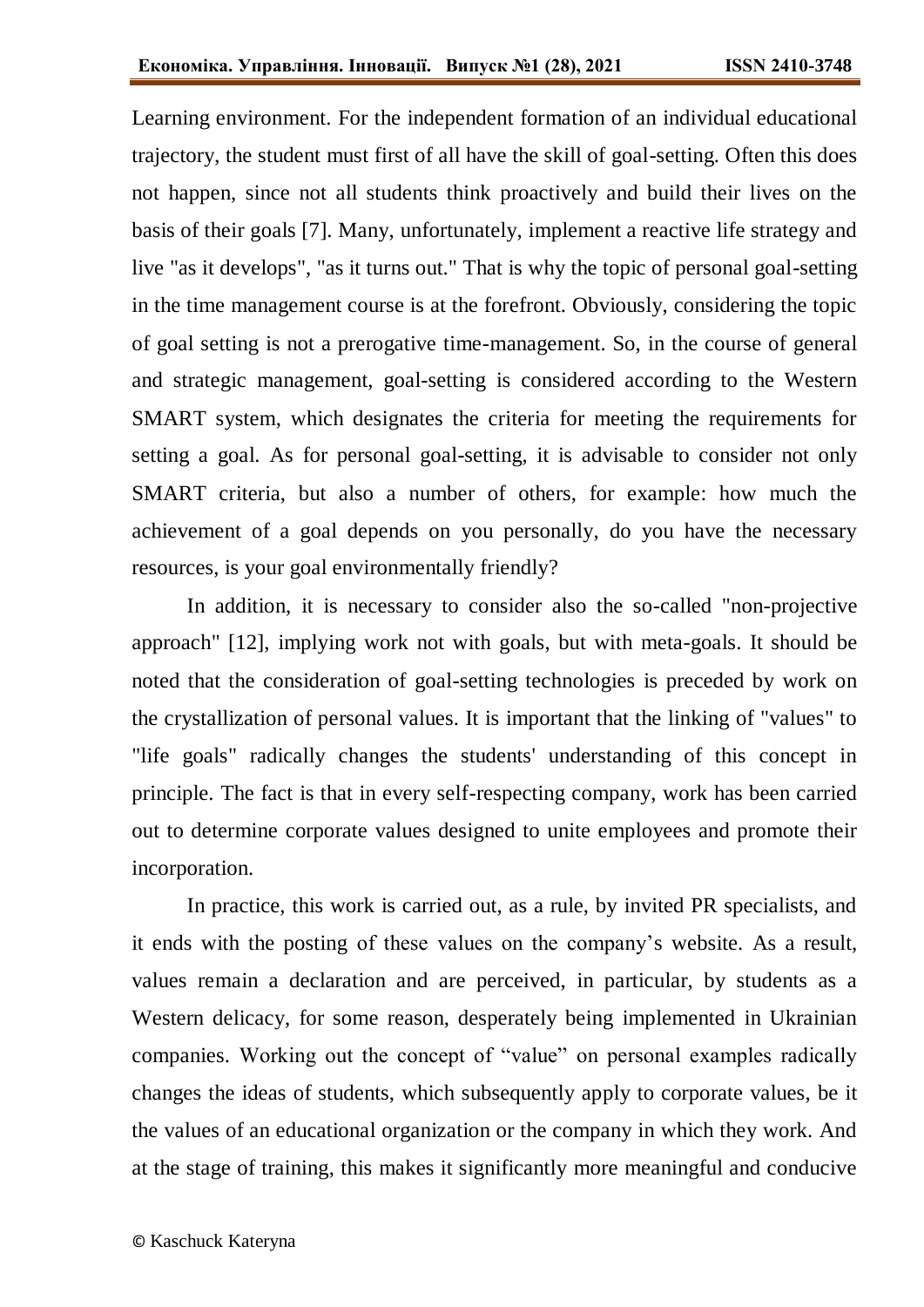Learning environment. For the independent formation of an individual educational trajectory, the student must first of all have the skill of goal-setting. Often this does not happen, since not all students think proactively and build their lives on the basis of their goals [7]. Many, unfortunately, implement a reactive life strategy and live "as it develops", "as it turns out." That is why the topic of personal goal-setting in the time management course is at the forefront. Obviously, considering the topic of goal setting is not a prerogative time-management. So, in the course of general and strategic management, goal-setting is considered according to the Western SMART system, which designates the criteria for meeting the requirements for setting a goal. As for personal goal-setting, it is advisable to consider not only SMART criteria, but also a number of others, for example: how much the achievement of a goal depends on you personally, do you have the necessary resources, is your goal environmentally friendly?

In addition, it is necessary to consider also the so-called "non-projective approach" [12], implying work not with goals, but with meta-goals. It should be noted that the consideration of goal-setting technologies is preceded by work on the crystallization of personal values. It is important that the linking of "values" to "life goals" radically changes the students' understanding of this concept in principle. The fact is that in every self-respecting company, work has been carried out to determine corporate values designed to unite employees and promote their incorporation.

In practice, this work is carried out, as a rule, by invited PR specialists, and it ends with the posting of these values on the company's website. As a result, values remain a declaration and are perceived, in particular, by students as a Western delicacy, for some reason, desperately being implemented in Ukrainian companies. Working out the concept of "value" on personal examples radically changes the ideas of students, which subsequently apply to corporate values, be it the values of an educational organization or the company in which they work. And at the stage of training, this makes it significantly more meaningful and conducive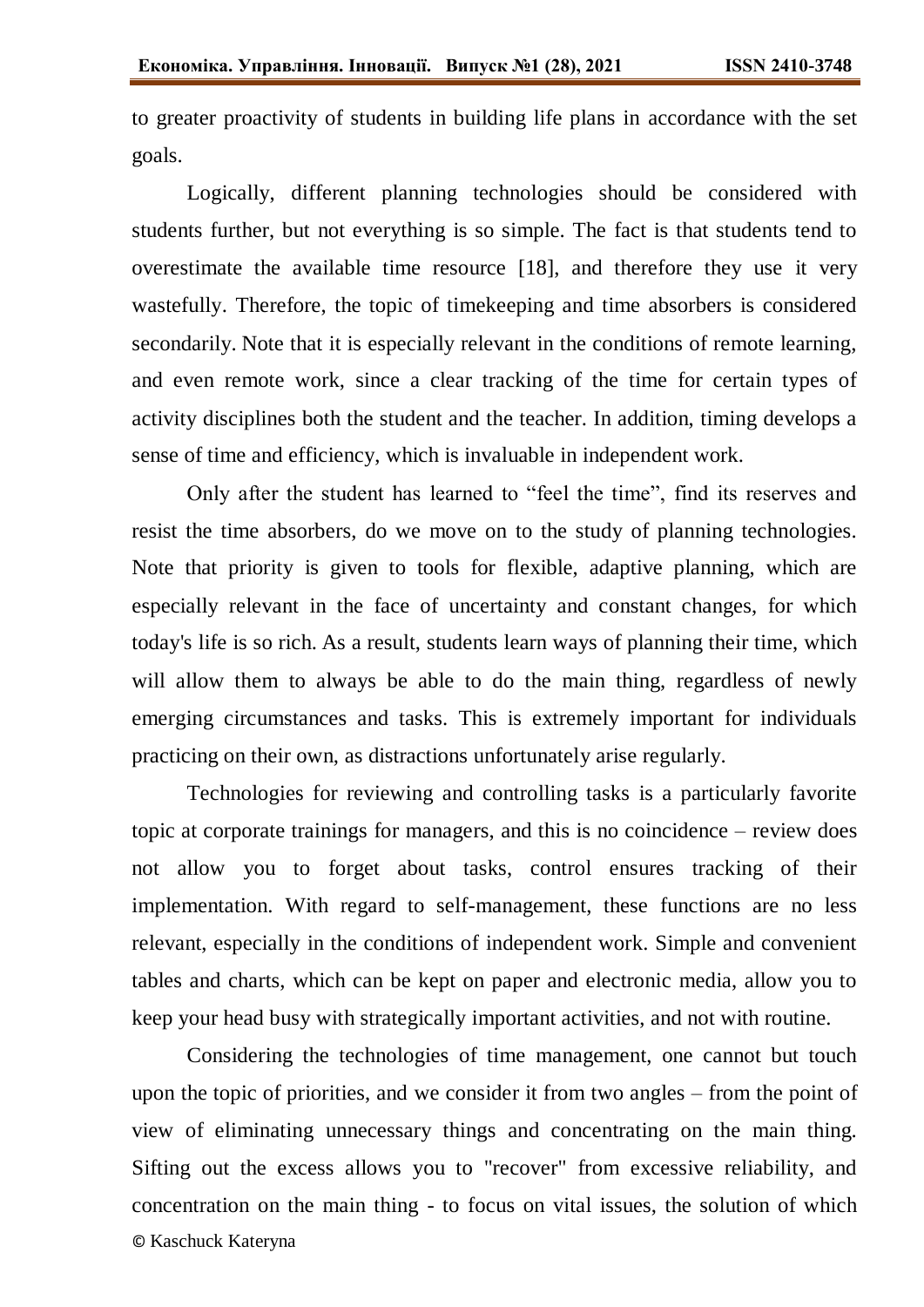to greater proactivity of students in building life plans in accordance with the set goals.

Logically, different planning technologies should be considered with students further, but not everything is so simple. The fact is that students tend to overestimate the available time resource [18], and therefore they use it very wastefully. Therefore, the topic of timekeeping and time absorbers is considered secondarily. Note that it is especially relevant in the conditions of remote learning, and even remote work, since a clear tracking of the time for certain types of activity disciplines both the student and the teacher. In addition, timing develops a sense of time and efficiency, which is invaluable in independent work.

Only after the student has learned to "feel the time", find its reserves and resist the time absorbers, do we move on to the study of planning technologies. Note that priority is given to tools for flexible, adaptive planning, which are especially relevant in the face of uncertainty and constant changes, for which today's life is so rich. As a result, students learn ways of planning their time, which will allow them to always be able to do the main thing, regardless of newly emerging circumstances and tasks. This is extremely important for individuals practicing on their own, as distractions unfortunately arise regularly.

Technologies for reviewing and controlling tasks is a particularly favorite topic at corporate trainings for managers, and this is no coincidence – review does not allow you to forget about tasks, control ensures tracking of their implementation. With regard to self-management, these functions are no less relevant, especially in the conditions of independent work. Simple and convenient tables and charts, which can be kept on paper and electronic media, allow you to keep your head busy with strategically important activities, and not with routine.

Considering the technologies of time management, one cannot but touch upon the topic of priorities, and we consider it from two angles – from the point of view of eliminating unnecessary things and concentrating on the main thing. Sifting out the excess allows you to "recover" from excessive reliability, and concentration on the main thing - to focus on vital issues, the solution of which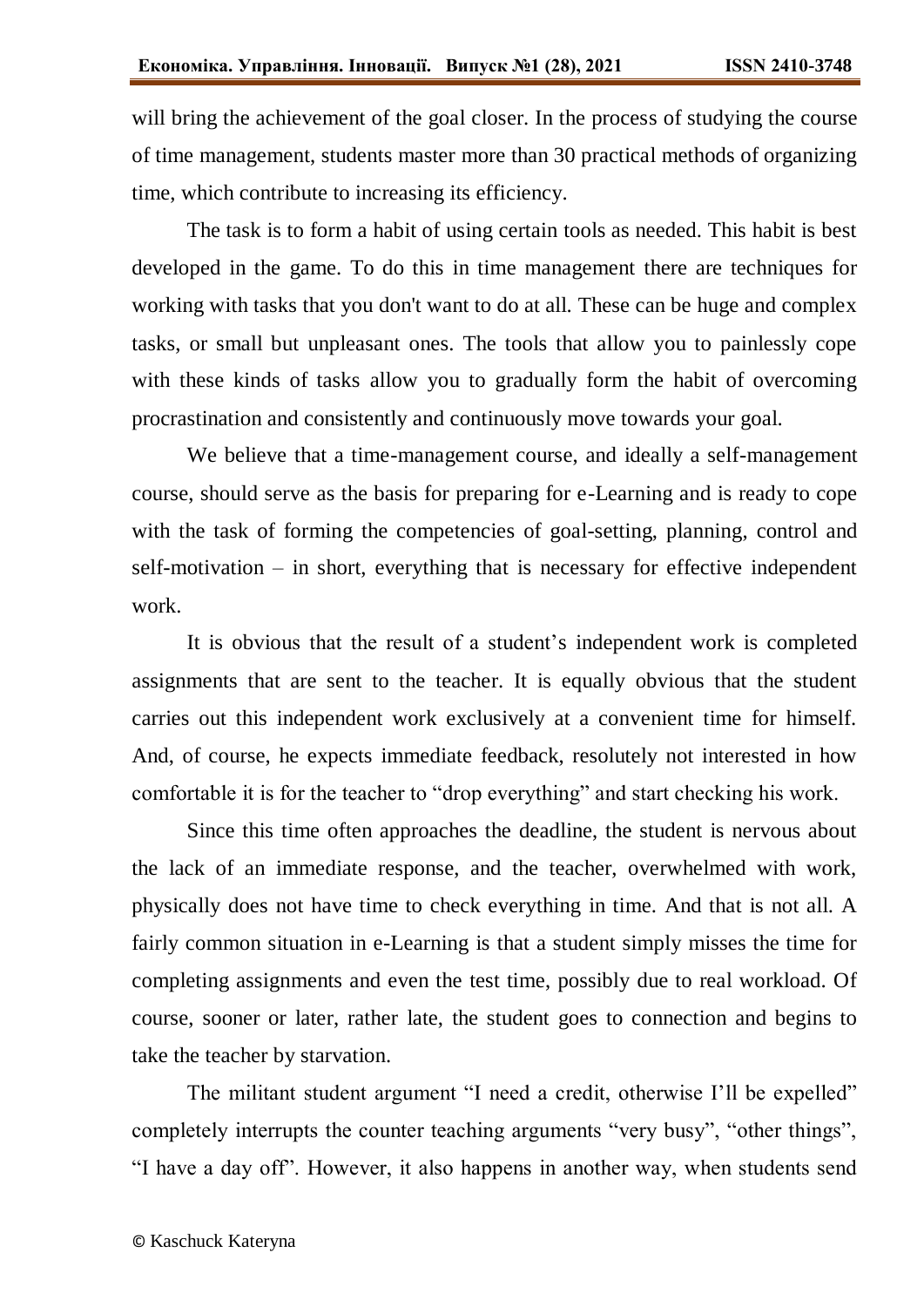will bring the achievement of the goal closer. In the process of studying the course of time management, students master more than 30 practical methods of organizing time, which contribute to increasing its efficiency.

The task is to form a habit of using certain tools as needed. This habit is best developed in the game. To do this in time management there are techniques for working with tasks that you don't want to do at all. These can be huge and complex tasks, or small but unpleasant ones. The tools that allow you to painlessly cope with these kinds of tasks allow you to gradually form the habit of overcoming procrastination and consistently and continuously move towards your goal.

We believe that a time-management course, and ideally a self-management course, should serve as the basis for preparing for e-Learning and is ready to cope with the task of forming the competencies of goal-setting, planning, control and self-motivation – in short, everything that is necessary for effective independent work.

It is obvious that the result of a student's independent work is completed assignments that are sent to the teacher. It is equally obvious that the student carries out this independent work exclusively at a convenient time for himself. And, of course, he expects immediate feedback, resolutely not interested in how comfortable it is for the teacher to "drop everything" and start checking his work.

Since this time often approaches the deadline, the student is nervous about the lack of an immediate response, and the teacher, overwhelmed with work, physically does not have time to check everything in time. And that is not all. A fairly common situation in e-Learning is that a student simply misses the time for completing assignments and even the test time, possibly due to real workload. Of course, sooner or later, rather late, the student goes to connection and begins to take the teacher by starvation.

The militant student argument "I need a credit, otherwise I'll be expelled" completely interrupts the counter teaching arguments "very busy", "other things", "I have a day off". However, it also happens in another way, when students send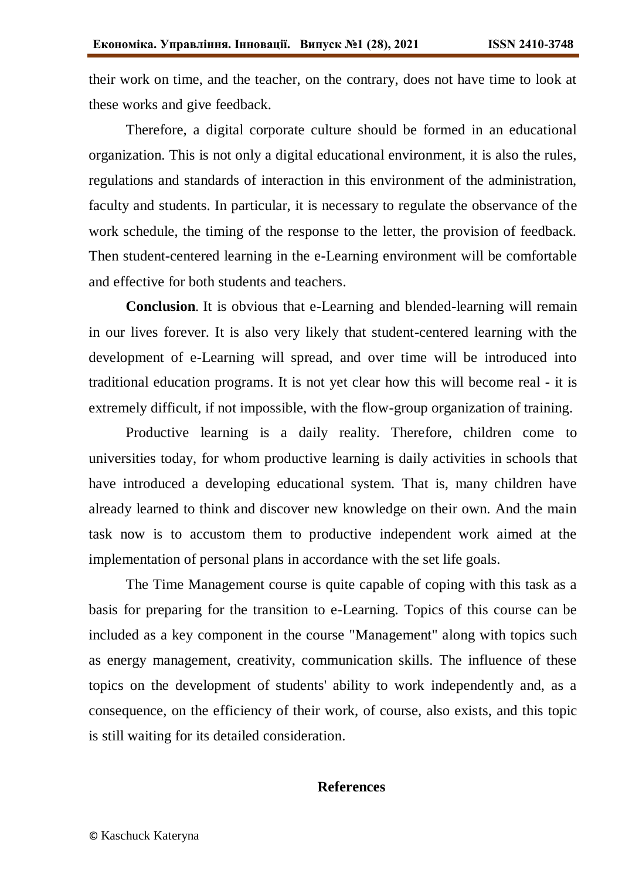their work on time, and the teacher, on the contrary, does not have time to look at these works and give feedback.

Therefore, a digital corporate culture should be formed in an educational organization. This is not only a digital educational environment, it is also the rules, regulations and standards of interaction in this environment of the administration, faculty and students. In particular, it is necessary to regulate the observance of the work schedule, the timing of the response to the letter, the provision of feedback. Then student-centered learning in the e-Learning environment will be comfortable and effective for both students and teachers.

**Conclusion**. It is obvious that e-Learning and blended-learning will remain in our lives forever. It is also very likely that student-centered learning with the development of e-Learning will spread, and over time will be introduced into traditional education programs. It is not yet clear how this will become real - it is extremely difficult, if not impossible, with the flow-group organization of training.

Productive learning is a daily reality. Therefore, children come to universities today, for whom productive learning is daily activities in schools that have introduced a developing educational system. That is, many children have already learned to think and discover new knowledge on their own. And the main task now is to accustom them to productive independent work aimed at the implementation of personal plans in accordance with the set life goals.

The Time Management course is quite capable of coping with this task as a basis for preparing for the transition to e-Learning. Topics of this course can be included as a key component in the course "Management" along with topics such as energy management, creativity, communication skills. The influence of these topics on the development of students' ability to work independently and, as a consequence, on the efficiency of their work, of course, also exists, and this topic is still waiting for its detailed consideration.

## References

© Kaschuck Kateryna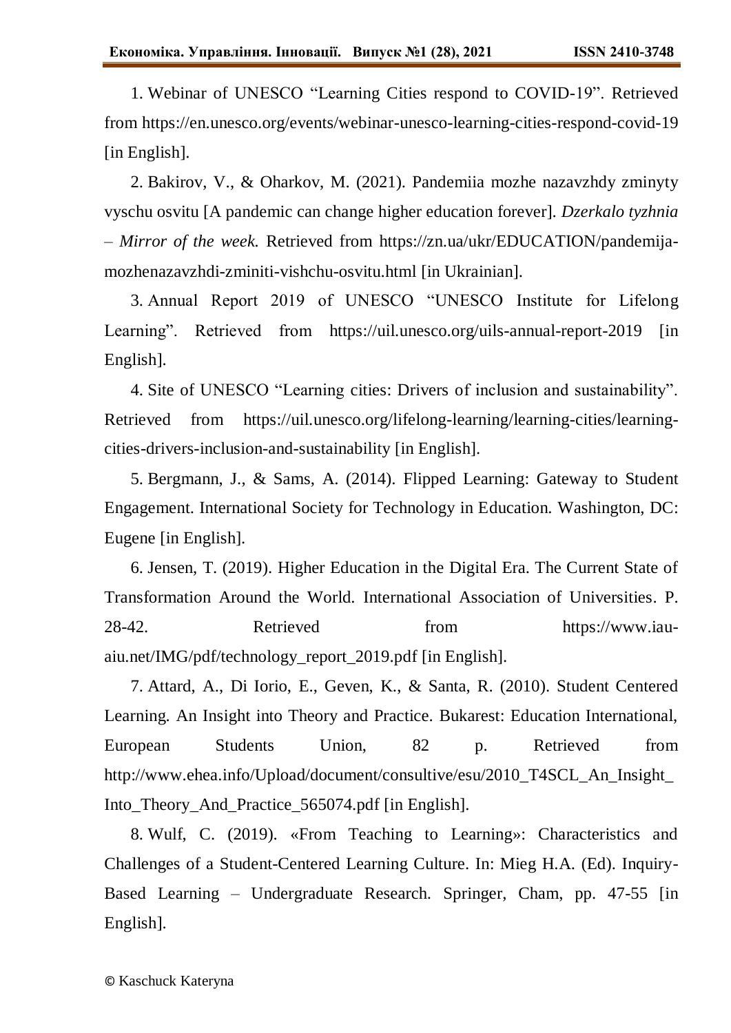1. Webinar of UNESCO “Learning Cities respond to COVID-19”. Retrieved from https://en.unesco.org/events/webinar-unesco-learning-cities-respond-covid-19 [in English].

2. Bakirov, V., & Oharkov, M. (2021). Pandemiia mozhe nazavzhdy zminyty vyschu osvitu [A pandemic can change higher education forever]. *Dzerkalo tyzhnia – Mirror of the week.* Retrieved from https://zn.ua/ukr/EDUCATION/pandemija-mozhenazavzhdi-zminiti-vishchu-osvitu.html [in Ukrainian].

3. Annual Report 2019 of UNESCO “UNESCO Institute for Lifelong Learning”. Retrieved from https://uil.unesco.org/uils-annual-report-2019 [in English].

4. Site of UNESCO “Learning cities: Drivers of inclusion and sustainability”. Retrieved from https://uil.unesco.org/lifelong-learning/learning-cities/learning-cities-drivers-inclusion-and-sustainability [in English].

5. Bergmann, J., & Sams, A. (2014). Flipped Learning: Gateway to Student Engagement. International Society for Technology in Education. Washington, DC: Eugene [in English].

6. Jensen, T. (2019). Higher Education in the Digital Era. The Current State of Transformation Around the World. International Association of Universities. P. 28-42. Retrieved from https://www.iau-aiu.net/IMG/pdf/technology_report_2019.pdf [in English].

7. Attard, A., Di Iorio, E., Geven, K., & Santa, R. (2010). Student Centered Learning. An Insight into Theory and Practice. Bukarest: Education International, European Students Union, 82 p. Retrieved from http://www.ehea.info/Upload/document/consultive/esu/2010_T4SCL_An_Insight_Into_Theory_And_Practice_565074.pdf [in English].

8. Wulf, C. (2019). «From Teaching to Learning»: Characteristics and Challenges of a Student-Centered Learning Culture. In: Mieg H.A. (Ed). Inquiry-Based Learning – Undergraduate Research. Springer, Cham, pp. 47-55 [in English].

© Kaschuck Kateryna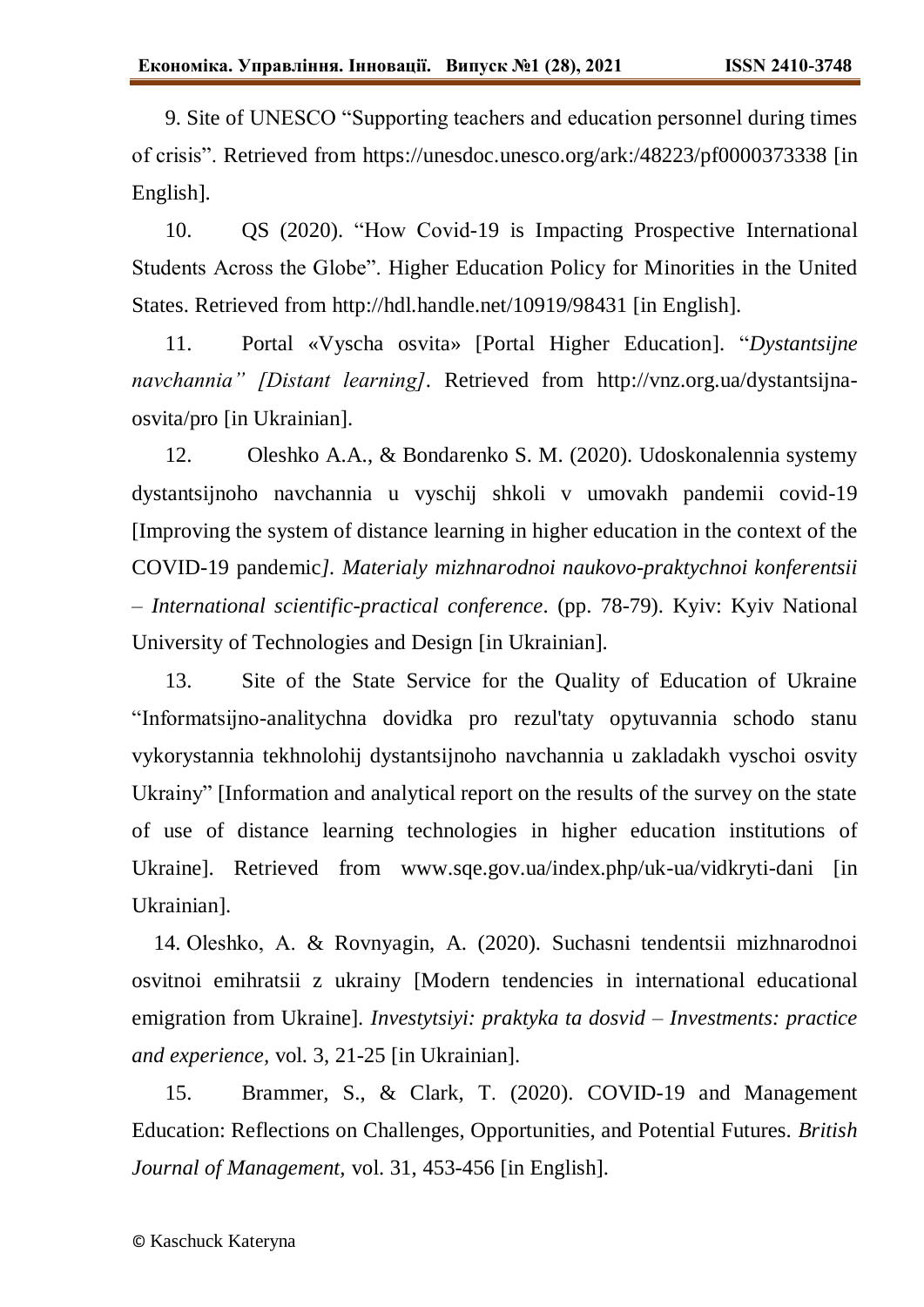9. Site of UNESCO "Supporting teachers and education personnel during times of crisis". Retrieved from https://unesdoc.unesco.org/ark:/48223/pf0000373338 [in English].

10. QS (2020). "How Covid-19 is Impacting Prospective International Students Across the Globe". Higher Education Policy for Minorities in the United States. Retrieved from http://hdl.handle.net/10919/98431 [in English].

11. Portal «Vyscha osvita» [Portal Higher Education]. "*Dystantsijne navchannia" [Distant learning]*. Retrieved from http://vnz.org.ua/dystantsijna-osvita/pro [in Ukrainian].

12. Oleshko A.A., & Bondarenko S. M. (2020). Udoskonalennia systemy dystantsijnoho navchannia u vyschij shkoli v umovakh pandemii covid-19 [Improving the system of distance learning in higher education in the context of the COVID-19 pandemic*]. Materialy mizhnarodnoi naukovo-praktychnoi konferentsii – International scientific-practical conference*. (pp. 78-79). Kyiv: Kyiv National University of Technologies and Design [in Ukrainian].

13. Site of the State Service for the Quality of Education of Ukraine "Informatsijno-analytychna dovidka pro rezul'taty opytuvannia schodo stanu vykorystannia tekhnolohij dystantsijnoho navchannia u zakladakh vyschoi osvity Ukrainy" [Information and analytical report on the results of the survey on the state of use of distance learning technologies in higher education institutions of Ukraine]. Retrieved from www.sqe.gov.ua/index.php/uk-ua/vidkryti-dani [in Ukrainian].

14. Oleshko, A. & Rovnyagin, A. (2020). Suchasni tendentsii mizhnarodnoi osvitnoi emihratsii z ukrainy [Modern tendencies in international educational emigration from Ukraine]. *Investytsiyi: praktyka ta dosvid – Investments: practice and experience*, vol. 3, 21-25 [in Ukrainian].

15. Brammer, S., & Clark, T. (2020). COVID-19 and Management Education: Reflections on Challenges, Opportunities, and Potential Futures. *British Journal of Management*, vol. 31, 453-456 [in English].

© Kaschuck Kateryna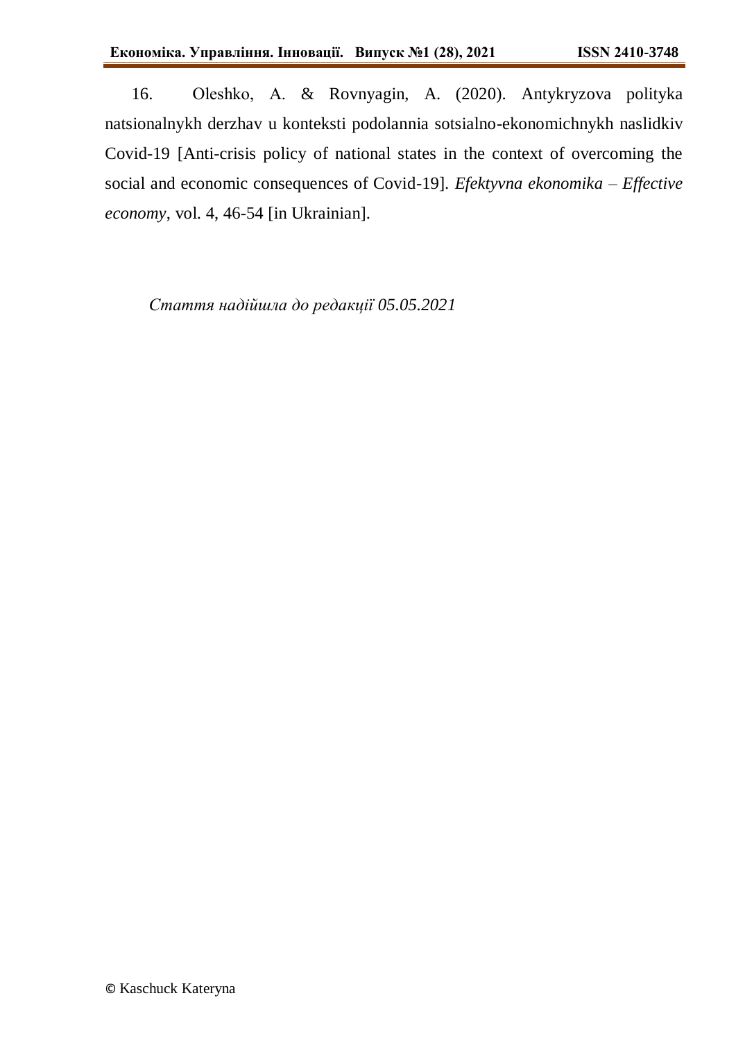16. Oleshko, A. & Rovnyagin, A. (2020). Antykryzova polityka natsionalnykh derzhav u konteksti podolannia sotsialno-ekonomichnykh naslidkiv Covid-19 [Anti-crisis policy of national states in the context of overcoming the social and economic consequences of Covid-19]. *Efektyvna ekonomika – Effective economy*, vol. 4, 46-54 [in Ukrainian].

*Стаття надійшла до редакції 05.05.2021*

© Kaschuck Kateryna